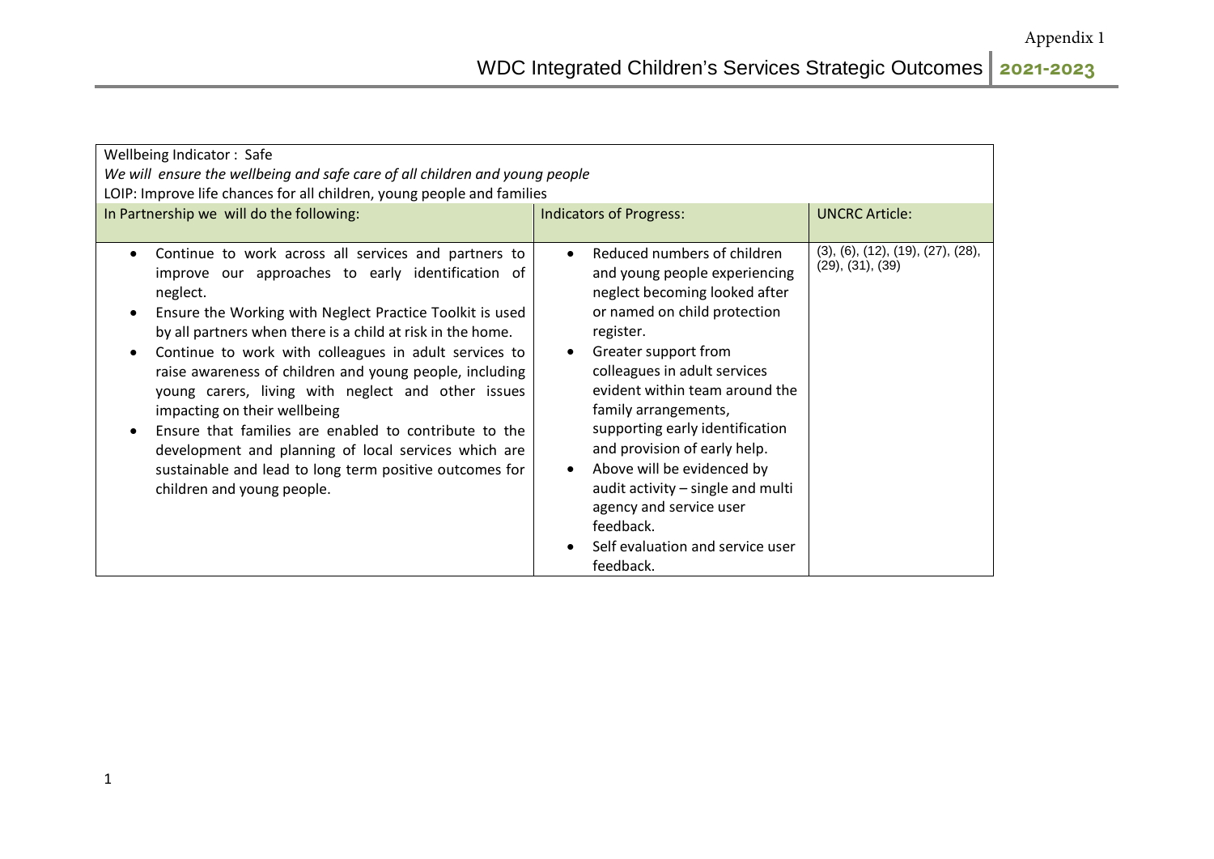Appendix 1

# WDC Integrated Children's Services Strategic Outcomes 2021-2023

| Wellbeing Indicator : Safe<br>*We will ensure the wellbeing and safe care of all children and young people*<br>LOIP: Improve life chances for all children, young people and families | | |
|---|---|---|
| **In Partnership we will do the following:** | **Indicators of Progress:** | **UNCRC Article:** |
| • Continue to work across all services and partners to improve our approaches to early identification of neglect.<br>• Ensure the Working with Neglect Practice Toolkit is used by all partners when there is a child at risk in the home.<br>• Continue to work with colleagues in adult services to raise awareness of children and young people, including young carers, living with neglect and other issues impacting on their wellbeing<br>• Ensure that families are enabled to contribute to the development and planning of local services which are sustainable and lead to long term positive outcomes for children and young people. | • Reduced numbers of children and young people experiencing neglect becoming looked after or named on child protection register.<br>• Greater support from colleagues in adult services evident within team around the family arrangements, supporting early identification and provision of early help.<br>• Above will be evidenced by audit activity – single and multi agency and service user feedback.<br>• Self evaluation and service user feedback. | (3), (6), (12), (19), (27), (28), (29), (31), (39) |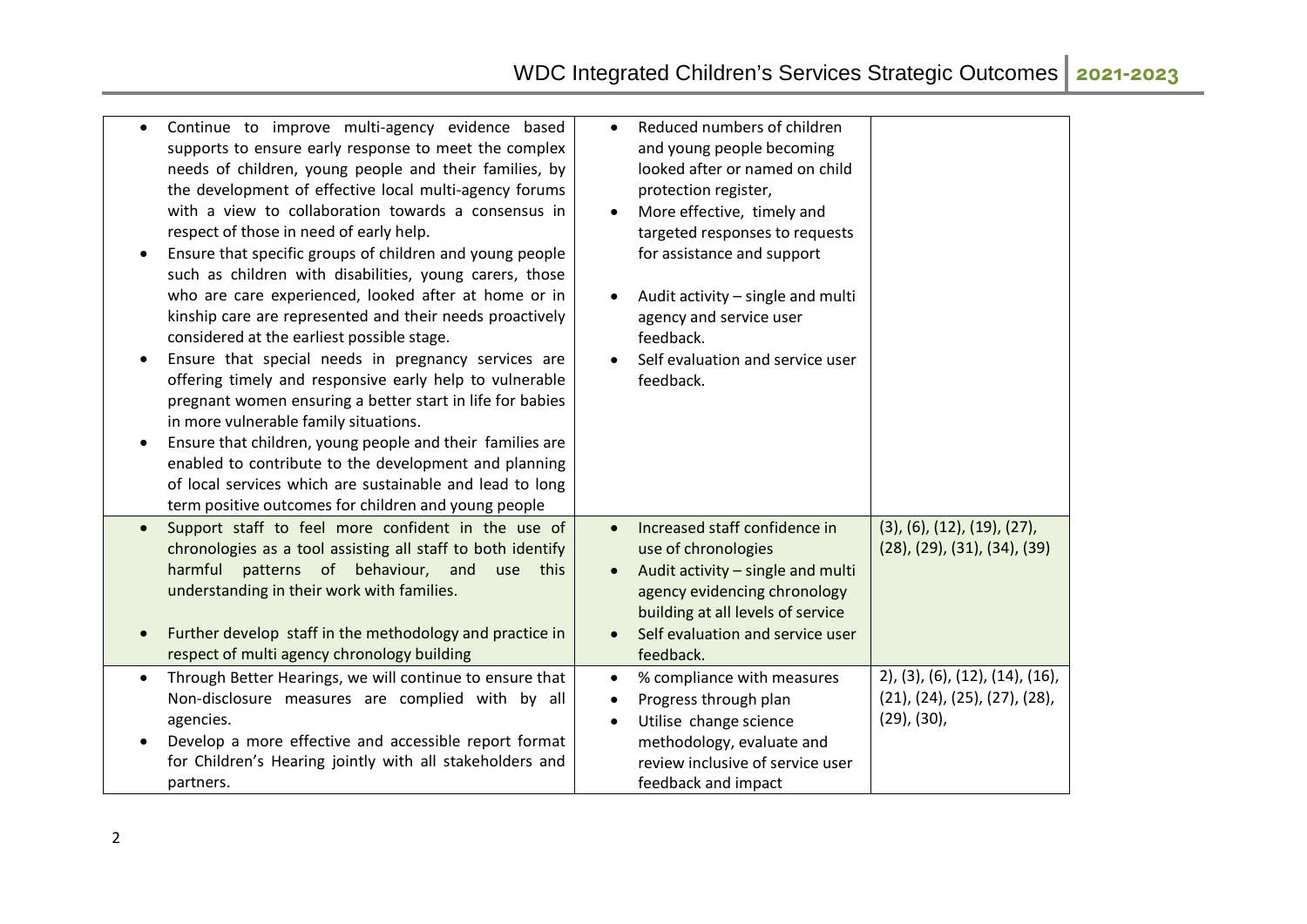| | | |
|---|---|---|
| • Continue to improve multi-agency evidence based supports to ensure early response to meet the complex needs of children, young people and their families, by the development of effective local multi-agency forums with a view to collaboration towards a consensus in respect of those in need of early help.<br>• Ensure that specific groups of children and young people such as children with disabilities, young carers, those who are care experienced, looked after at home or in kinship care are represented and their needs proactively considered at the earliest possible stage.<br>• Ensure that special needs in pregnancy services are offering timely and responsive early help to vulnerable pregnant women ensuring a better start in life for babies in more vulnerable family situations.<br>• Ensure that children, young people and their families are enabled to contribute to the development and planning of local services which are sustainable and lead to long term positive outcomes for children and young people | • Reduced numbers of children and young people becoming looked after or named on child protection register,<br>• More effective, timely and targeted responses to requests for assistance and support<br>• Audit activity – single and multi agency and service user feedback.<br>• Self evaluation and service user feedback. | |
| • Support staff to feel more confident in the use of chronologies as a tool assisting all staff to both identify harmful patterns of behaviour, and use this understanding in their work with families.<br>• Further develop staff in the methodology and practice in respect of multi agency chronology building | • Increased staff confidence in use of chronologies<br>• Audit activity – single and multi agency evidencing chronology building at all levels of service<br>• Self evaluation and service user feedback. | (3), (6), (12), (19), (27), (28), (29), (31), (34), (39) |
| • Through Better Hearings, we will continue to ensure that Non-disclosure measures are complied with by all agencies.<br>• Develop a more effective and accessible report format for Children's Hearing jointly with all stakeholders and partners. | • % compliance with measures<br>• Progress through plan<br>• Utilise change science methodology, evaluate and review inclusive of service user feedback and impact | 2), (3), (6), (12), (14), (16), (21), (24), (25), (27), (28), (29), (30), |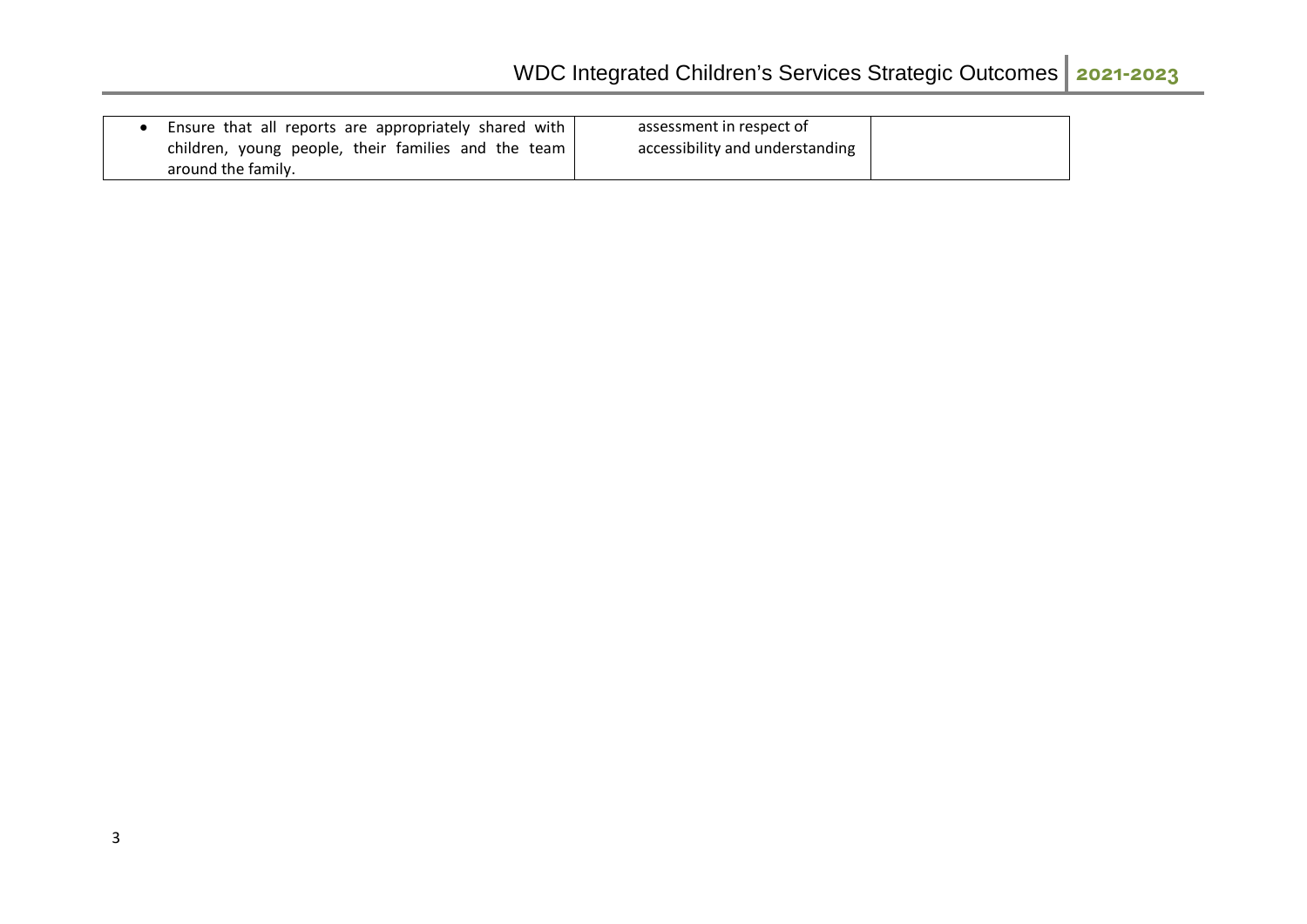| | | |
|---|---|---|
| • Ensure that all reports are appropriately shared with children, young people, their families and the team around the family. | assessment in respect of accessibility and understanding | |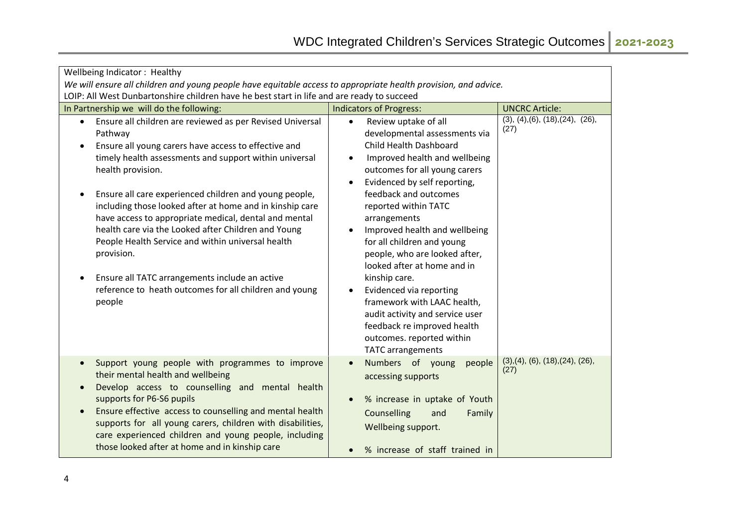| Wellbeing Indicator : Healthy<br>*We will ensure all children and young people have equitable access to appropriate health provision, and advice.*<br>LOIP: All West Dunbartonshire children have he best start in life and are ready to succeed | | |
|---|---|---|
| In Partnership we will do the following: | Indicators of Progress: | UNCRC Article: |
| • Ensure all children are reviewed as per Revised Universal Pathway<br>• Ensure all young carers have access to effective and timely health assessments and support within universal health provision.<br>• Ensure all care experienced children and young people, including those looked after at home and in kinship care have access to appropriate medical, dental and mental health care via the Looked after Children and Young People Health Service and within universal health provision.<br>• Ensure all TATC arrangements include an active reference to heath outcomes for all children and young people | • Review uptake of all developmental assessments via Child Health Dashboard<br>• Improved health and wellbeing outcomes for all young carers<br>• Evidenced by self reporting, feedback and outcomes reported within TATC arrangements<br>• Improved health and wellbeing for all children and young people, who are looked after, looked after at home and in kinship care.<br>• Evidenced via reporting framework with LAAC health, audit activity and service user feedback re improved health outcomes. reported within TATC arrangements | (3), (4),(6), (18),(24), (26), (27) |
| • Support young people with programmes to improve their mental health and wellbeing<br>• Develop access to counselling and mental health supports for P6-S6 pupils<br>• Ensure effective access to counselling and mental health supports for all young carers, children with disabilities, care experienced children and young people, including those looked after at home and in kinship care | • Numbers of young people accessing supports<br>• % increase in uptake of Youth Counselling and Family Wellbeing support.<br>• % increase of staff trained in | (3),(4), (6), (18),(24), (26), (27) |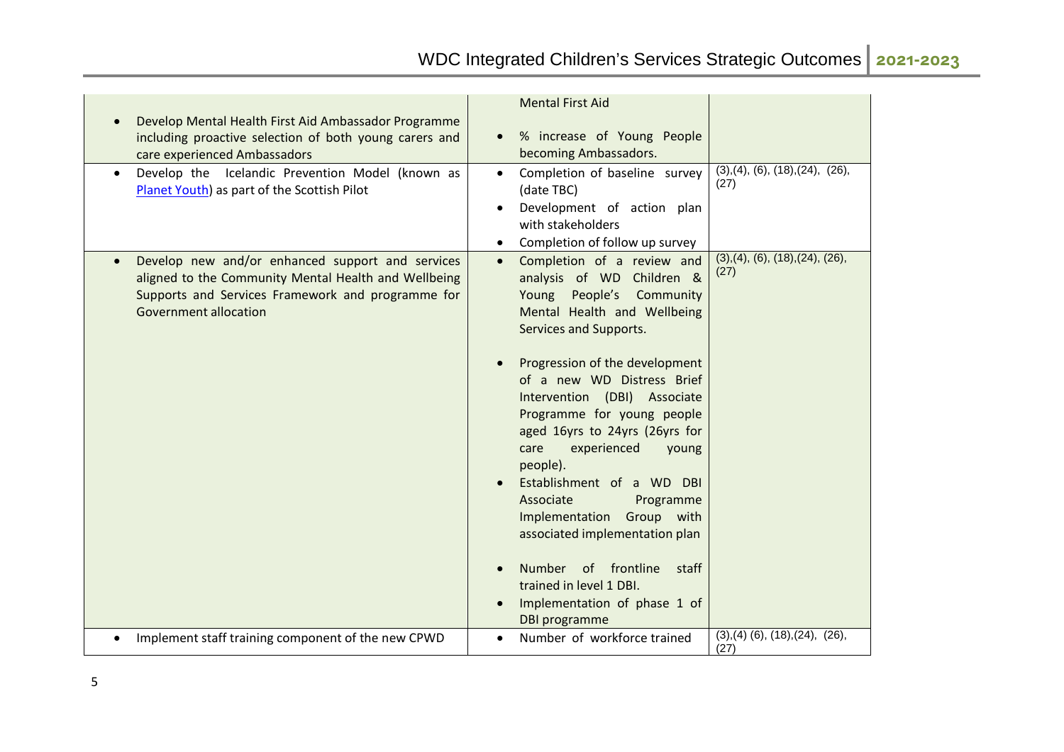| | | |
|---|---|---|
| • Develop Mental Health First Aid Ambassador Programme including proactive selection of both young carers and care experienced Ambassadors | Mental First Aid<br>• % increase of Young People becoming Ambassadors. | |
| • Develop the Icelandic Prevention Model (known as [Planet Youth]) as part of the Scottish Pilot | • Completion of baseline survey (date TBC)<br>• Development of action plan with stakeholders<br>• Completion of follow up survey | (3),(4), (6), (18),(24), (26), (27) |
| • Develop new and/or enhanced support and services aligned to the Community Mental Health and Wellbeing Supports and Services Framework and programme for Government allocation | • Completion of a review and analysis of WD Children & Young People's Community Mental Health and Wellbeing Services and Supports.<br><br>• Progression of the development of a new WD Distress Brief Intervention (DBI) Associate Programme for young people aged 16yrs to 24yrs (26yrs for care experienced young people).<br>• Establishment of a WD DBI Associate Programme Implementation Group with associated implementation plan<br><br>• Number of frontline staff trained in level 1 DBI.<br>• Implementation of phase 1 of DBI programme | (3),(4), (6), (18),(24), (26), (27) |
| • Implement staff training component of the new CPWD | • Number of workforce trained | (3),(4) (6), (18),(24), (26), (27) |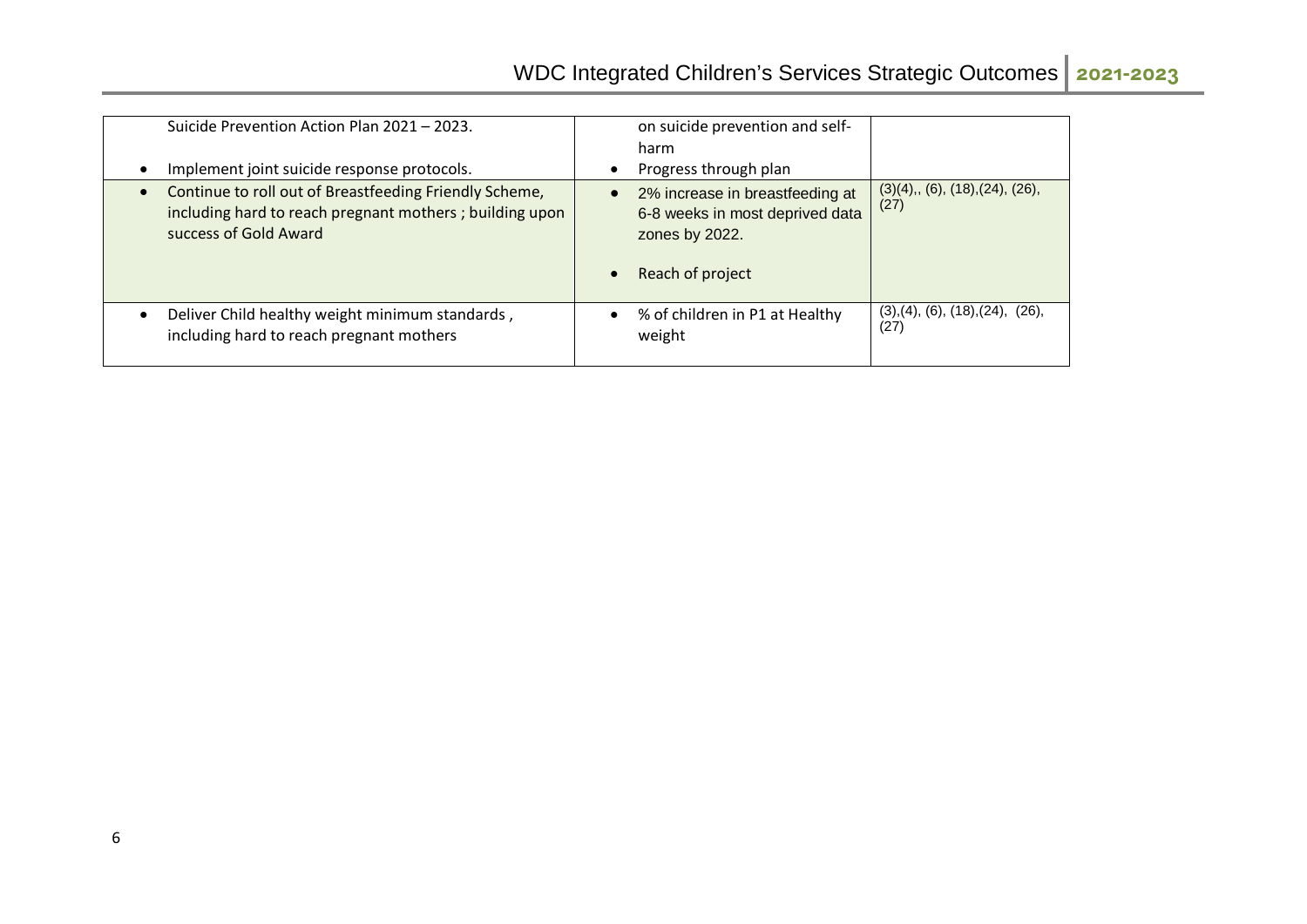| | | |
|---|---|---|
| Suicide Prevention Action Plan 2021 – 2023.<br>• Implement joint suicide response protocols. | on suicide prevention and self-harm<br>• Progress through plan | |
| • Continue to roll out of Breastfeeding Friendly Scheme, including hard to reach pregnant mothers ; building upon success of Gold Award | • 2% increase in breastfeeding at 6-8 weeks in most deprived data zones by 2022.<br>• Reach of project | (3)(4),, (6), (18),(24), (26), (27) |
| • Deliver Child healthy weight minimum standards , including hard to reach pregnant mothers | • % of children in P1 at Healthy weight | (3),(4), (6), (18),(24), (26), (27) |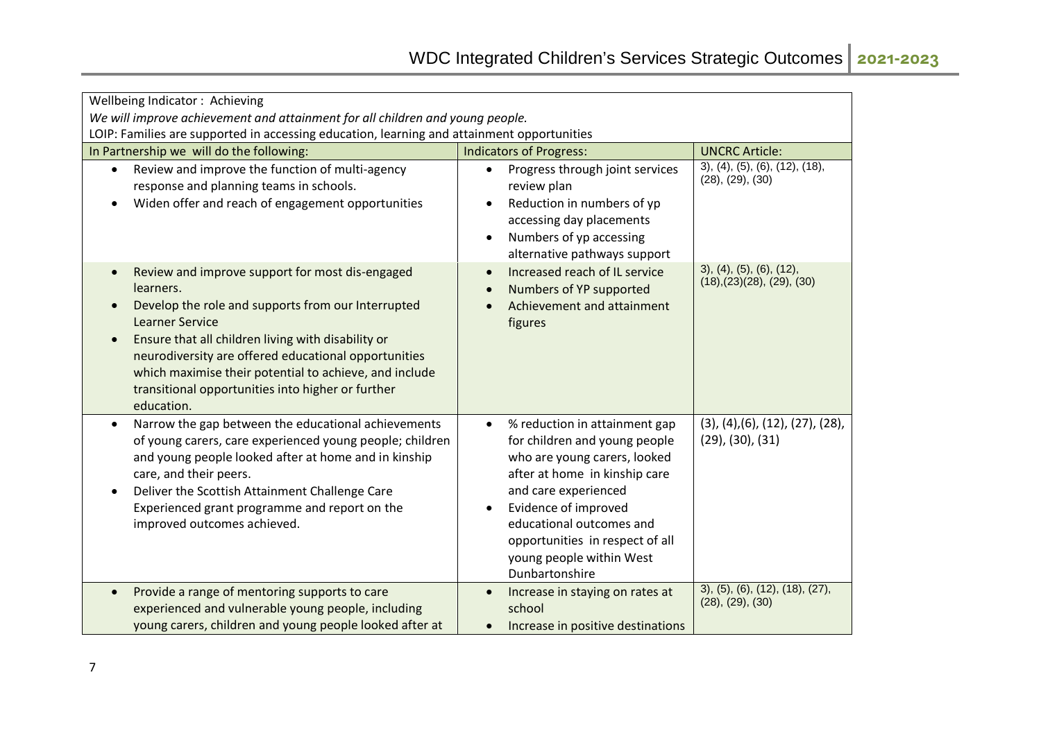Wellbeing Indicator : Achieving

*We will improve achievement and attainment for all children and young people.*

LOIP: Families are supported in accessing education, learning and attainment opportunities

| In Partnership we will do the following: | Indicators of Progress: | UNCRC Article: |
|---|---|---|
| • Review and improve the function of multi-agency response and planning teams in schools.<br>• Widen offer and reach of engagement opportunities | • Progress through joint services review plan<br>• Reduction in numbers of yp accessing day placements<br>• Numbers of yp accessing alternative pathways support | 3), (4), (5), (6), (12), (18), (28), (29), (30) |
| • Review and improve support for most dis-engaged learners.<br>• Develop the role and supports from our Interrupted Learner Service<br>• Ensure that all children living with disability or neurodiversity are offered educational opportunities which maximise their potential to achieve, and include transitional opportunities into higher or further education. | • Increased reach of IL service<br>• Numbers of YP supported<br>• Achievement and attainment figures | 3), (4), (5), (6), (12), (18),(23)(28), (29), (30) |
| • Narrow the gap between the educational achievements of young carers, care experienced young people; children and young people looked after at home and in kinship care, and their peers.<br>• Deliver the Scottish Attainment Challenge Care Experienced grant programme and report on the improved outcomes achieved. | • % reduction in attainment gap for children and young people who are young carers, looked after at home in kinship care and care experienced<br>• Evidence of improved educational outcomes and opportunities in respect of all young people within West Dunbartonshire | (3), (4),(6), (12), (27), (28), (29), (30), (31) |
| • Provide a range of mentoring supports to care experienced and vulnerable young people, including young carers, children and young people looked after at | • Increase in staying on rates at school<br>• Increase in positive destinations | 3), (5), (6), (12), (18), (27), (28), (29), (30) |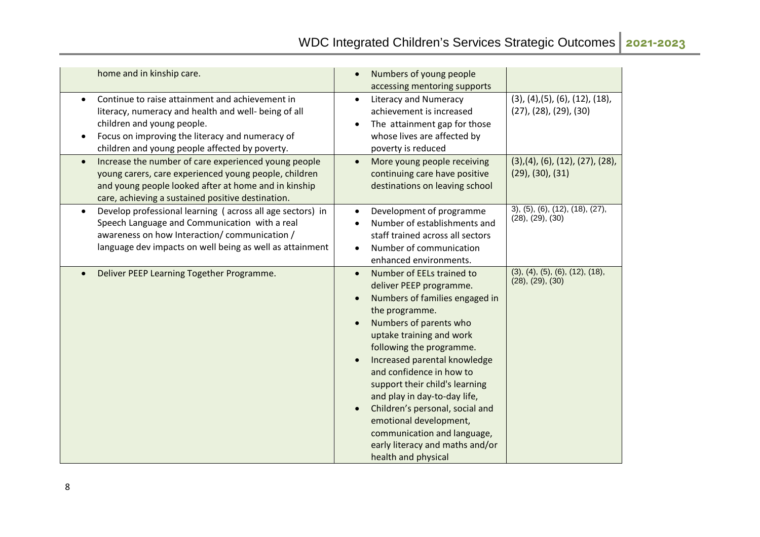| | | |
|---|---|---|
| home and in kinship care. | • Numbers of young people accessing mentoring supports | |
| • Continue to raise attainment and achievement in literacy, numeracy and health and well- being of all children and young people.<br>• Focus on improving the literacy and numeracy of children and young people affected by poverty. | • Literacy and Numeracy achievement is increased<br>• The attainment gap for those whose lives are affected by poverty is reduced | (3), (4),(5), (6), (12), (18), (27), (28), (29), (30) |
| • Increase the number of care experienced young people young carers, care experienced young people, children and young people looked after at home and in kinship care, achieving a sustained positive destination. | • More young people receiving continuing care have positive destinations on leaving school | (3),(4), (6), (12), (27), (28), (29), (30), (31) |
| • Develop professional learning ( across all age sectors) in Speech Language and Communication with a real awareness on how Interaction/ communication / language dev impacts on well being as well as attainment | • Development of programme<br>• Number of establishments and staff trained across all sectors<br>• Number of communication enhanced environments. | 3), (5), (6), (12), (18), (27), (28), (29), (30) |
| • Deliver PEEP Learning Together Programme. | • Number of EELs trained to deliver PEEP programme.<br>• Numbers of families engaged in the programme.<br>• Numbers of parents who uptake training and work following the programme.<br>• Increased parental knowledge and confidence in how to support their child's learning and play in day-to-day life,<br>• Children's personal, social and emotional development, communication and language, early literacy and maths and/or health and physical | (3), (4), (5), (6), (12), (18), (28), (29), (30) |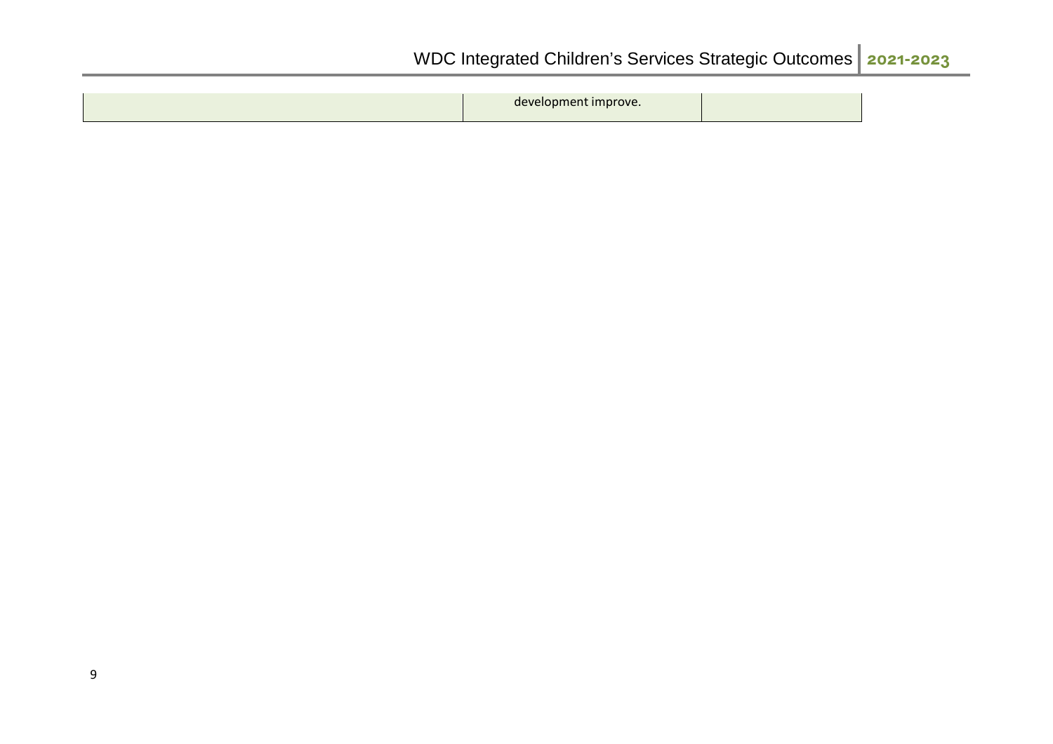| | | |
|---|---|---|
| | development improve. | |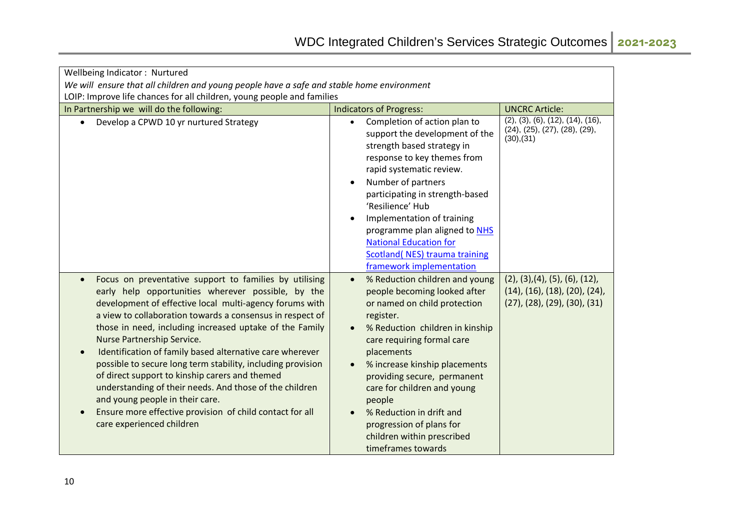Wellbeing Indicator : Nurtured

*We will ensure that all children and young people have a safe and stable home environment*

LOIP: Improve life chances for all children, young people and families

| In Partnership we will do the following: | Indicators of Progress: | UNCRC Article: |
|---|---|---|
| • Develop a CPWD 10 yr nurtured Strategy | • Completion of action plan to support the development of the strength based strategy in response to key themes from rapid systematic review.<br>• Number of partners participating in strength-based 'Resilience' Hub<br>• Implementation of training programme plan aligned to [NHS National Education for Scotland( NES) trauma training framework implementation]() | (2), (3), (6), (12), (14), (16), (24), (25), (27), (28), (29), (30),(31) |
| • Focus on preventative support to families by utilising early help opportunities wherever possible, by the development of effective local multi-agency forums with a view to collaboration towards a consensus in respect of those in need, including increased uptake of the Family Nurse Partnership Service.<br>• Identification of family based alternative care wherever possible to secure long term stability, including provision of direct support to kinship carers and themed understanding of their needs. And those of the children and young people in their care.<br>• Ensure more effective provision of child contact for all care experienced children | • % Reduction children and young people becoming looked after or named on child protection register.<br>• % Reduction children in kinship care requiring formal care placements<br>• % increase kinship placements providing secure, permanent care for children and young people<br>• % Reduction in drift and progression of plans for children within prescribed timeframes towards | (2), (3),(4), (5), (6), (12), (14), (16), (18), (20), (24), (27), (28), (29), (30), (31) |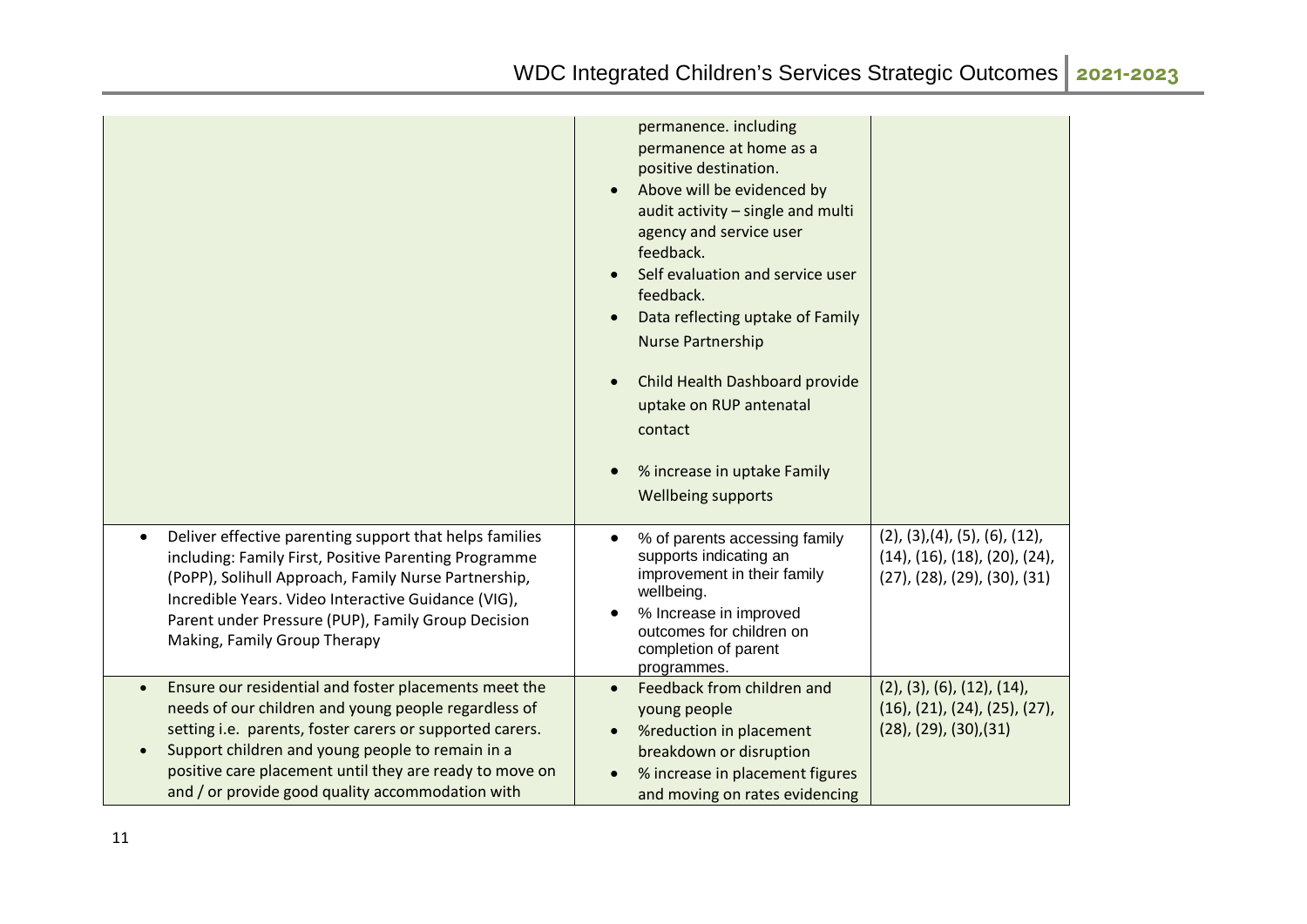| | | |
|---|---|---|
| | permanence. including permanence at home as a positive destination.<br>• Above will be evidenced by audit activity – single and multi agency and service user feedback.<br>• Self evaluation and service user feedback.<br>• Data reflecting uptake of Family Nurse Partnership<br>• Child Health Dashboard provide uptake on RUP antenatal contact<br>• % increase in uptake Family Wellbeing supports | |
| • Deliver effective parenting support that helps families including: Family First, Positive Parenting Programme (PoPP), Solihull Approach, Family Nurse Partnership, Incredible Years. Video Interactive Guidance (VIG), Parent under Pressure (PUP), Family Group Decision Making, Family Group Therapy | • % of parents accessing family supports indicating an improvement in their family wellbeing.<br>• % Increase in improved outcomes for children on completion of parent programmes. | (2), (3),(4), (5), (6), (12), (14), (16), (18), (20), (24), (27), (28), (29), (30), (31) |
| • Ensure our residential and foster placements meet the needs of our children and young people regardless of setting i.e. parents, foster carers or supported carers.<br>• Support children and young people to remain in a positive care placement until they are ready to move on and / or provide good quality accommodation with | • Feedback from children and young people<br>• %reduction in placement breakdown or disruption<br>• % increase in placement figures and moving on rates evidencing | (2), (3), (6), (12), (14), (16), (21), (24), (25), (27), (28), (29), (30),(31) |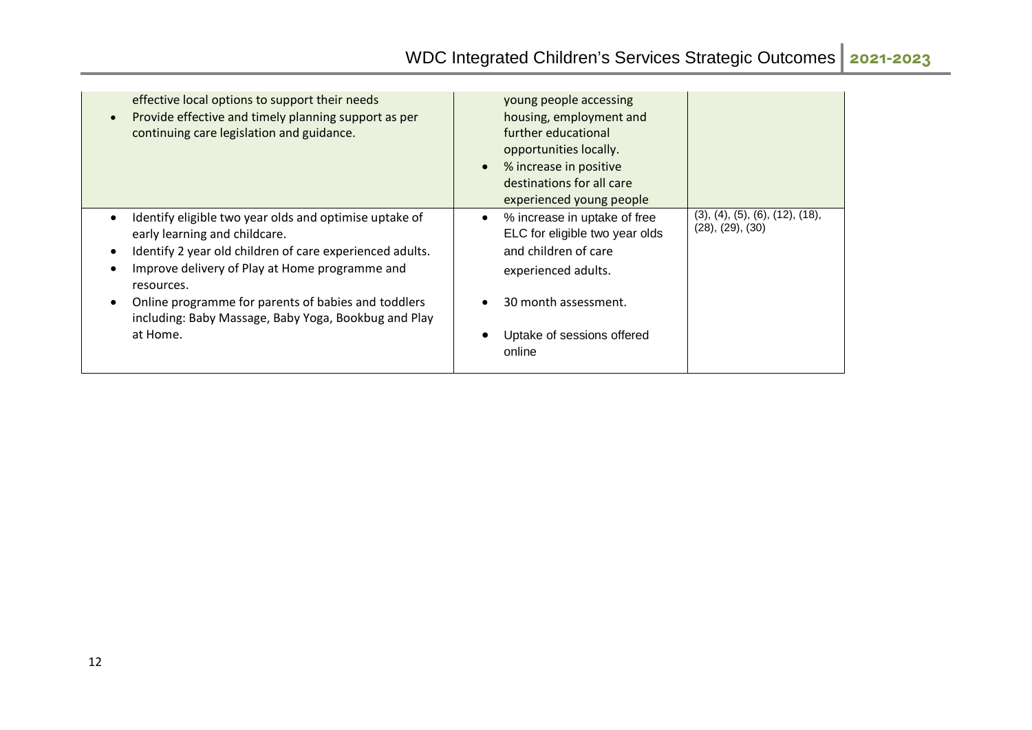| | | |
|---|---|---|
| effective local options to support their needs<br>• Provide effective and timely planning support as per continuing care legislation and guidance. | young people accessing housing, employment and further educational opportunities locally.<br>• % increase in positive destinations for all care experienced young people | |
| • Identify eligible two year olds and optimise uptake of early learning and childcare.<br>• Identify 2 year old children of care experienced adults.<br>• Improve delivery of Play at Home programme and resources.<br>• Online programme for parents of babies and toddlers including: Baby Massage, Baby Yoga, Bookbug and Play at Home. | • % increase in uptake of free ELC for eligible two year olds and children of care experienced adults.<br>• 30 month assessment.<br>• Uptake of sessions offered online | (3), (4), (5), (6), (12), (18), (28), (29), (30) |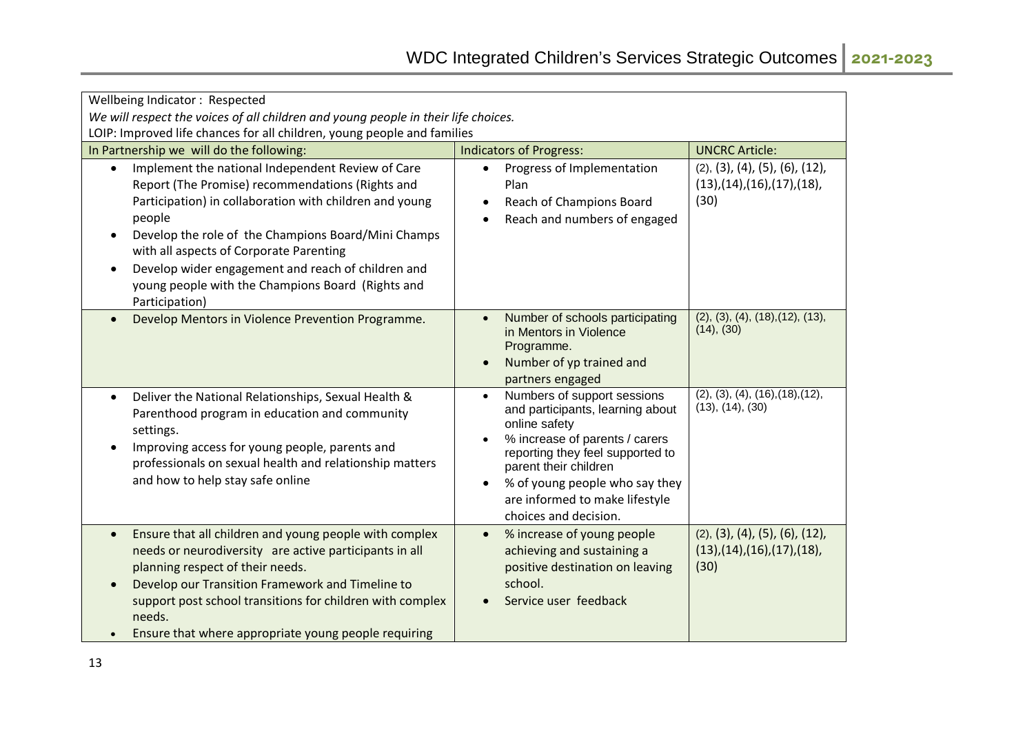| Wellbeing Indicator : Respected<br>*We will respect the voices of all children and young people in their life choices.*<br>LOIP: Improved life chances for all children, young people and families | | |
|---|---|---|
| In Partnership we will do the following: | Indicators of Progress: | UNCRC Article: |
| • Implement the national Independent Review of Care Report (The Promise) recommendations (Rights and Participation) in collaboration with children and young people<br>• Develop the role of the Champions Board/Mini Champs with all aspects of Corporate Parenting<br>• Develop wider engagement and reach of children and young people with the Champions Board (Rights and Participation) | • Progress of Implementation Plan<br>• Reach of Champions Board<br>• Reach and numbers of engaged | (2), (3), (4), (5), (6), (12), (13),(14),(16),(17),(18), (30) |
| • Develop Mentors in Violence Prevention Programme. | • Number of schools participating in Mentors in Violence Programme.<br>• Number of yp trained and partners engaged | (2), (3), (4), (18),(12), (13), (14), (30) |
| • Deliver the National Relationships, Sexual Health & Parenthood program in education and community settings.<br>• Improving access for young people, parents and professionals on sexual health and relationship matters and how to help stay safe online | • Numbers of support sessions and participants, learning about online safety<br>• % increase of parents / carers reporting they feel supported to parent their children<br>• % of young people who say they are informed to make lifestyle choices and decision. | (2), (3), (4), (16),(18),(12), (13), (14), (30) |
| • Ensure that all children and young people with complex needs or neurodiversity are active participants in all planning respect of their needs.<br>• Develop our Transition Framework and Timeline to support post school transitions for children with complex needs.<br>• Ensure that where appropriate young people requiring | • % increase of young people achieving and sustaining a positive destination on leaving school.<br>• Service user feedback | (2), (3), (4), (5), (6), (12), (13),(14),(16),(17),(18), (30) |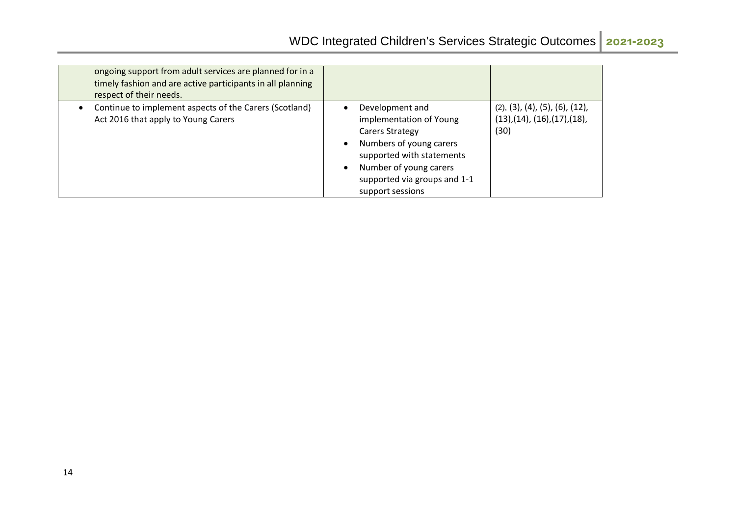| | | |
|---|---|---|
| ongoing support from adult services are planned for in a timely fashion and are active participants in all planning respect of their needs. | | |
| • Continue to implement aspects of the Carers (Scotland) Act 2016 that apply to Young Carers | • Development and implementation of Young Carers Strategy<br>• Numbers of young carers supported with statements<br>• Number of young carers supported via groups and 1-1 support sessions | (2), (3), (4), (5), (6), (12), (13),(14), (16),(17),(18), (30) |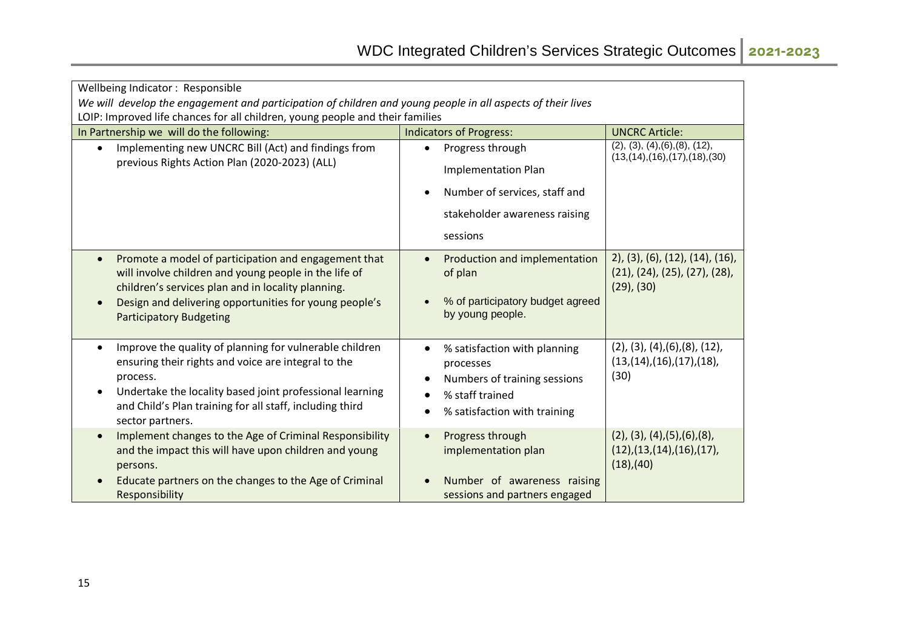Wellbeing Indicator : Responsible

*We will develop the engagement and participation of children and young people in all aspects of their lives*

LOIP: Improved life chances for all children, young people and their families

| In Partnership we will do the following: | Indicators of Progress: | UNCRC Article: |
|---|---|---|
| • Implementing new UNCRC Bill (Act) and findings from previous Rights Action Plan (2020-2023) (ALL) | • Progress through Implementation Plan<br>• Number of services, staff and stakeholder awareness raising sessions | (2), (3), (4),(6),(8), (12), (13,(14),(16),(17),(18),(30) |
| • Promote a model of participation and engagement that will involve children and young people in the life of children's services plan and in locality planning.<br>• Design and delivering opportunities for young people's Participatory Budgeting | • Production and implementation of plan<br>• % of participatory budget agreed by young people. | 2), (3), (6), (12), (14), (16), (21), (24), (25), (27), (28), (29), (30) |
| • Improve the quality of planning for vulnerable children ensuring their rights and voice are integral to the process.<br>• Undertake the locality based joint professional learning and Child's Plan training for all staff, including third sector partners. | • % satisfaction with planning processes<br>• Numbers of training sessions<br>• % staff trained<br>• % satisfaction with training | (2), (3), (4),(6),(8), (12), (13,(14),(16),(17),(18), (30) |
| • Implement changes to the Age of Criminal Responsibility and the impact this will have upon children and young persons.<br>• Educate partners on the changes to the Age of Criminal Responsibility | • Progress through implementation plan<br>• Number of awareness raising sessions and partners engaged | (2), (3), (4),(5),(6),(8), (12),(13,(14),(16),(17), (18),(40) |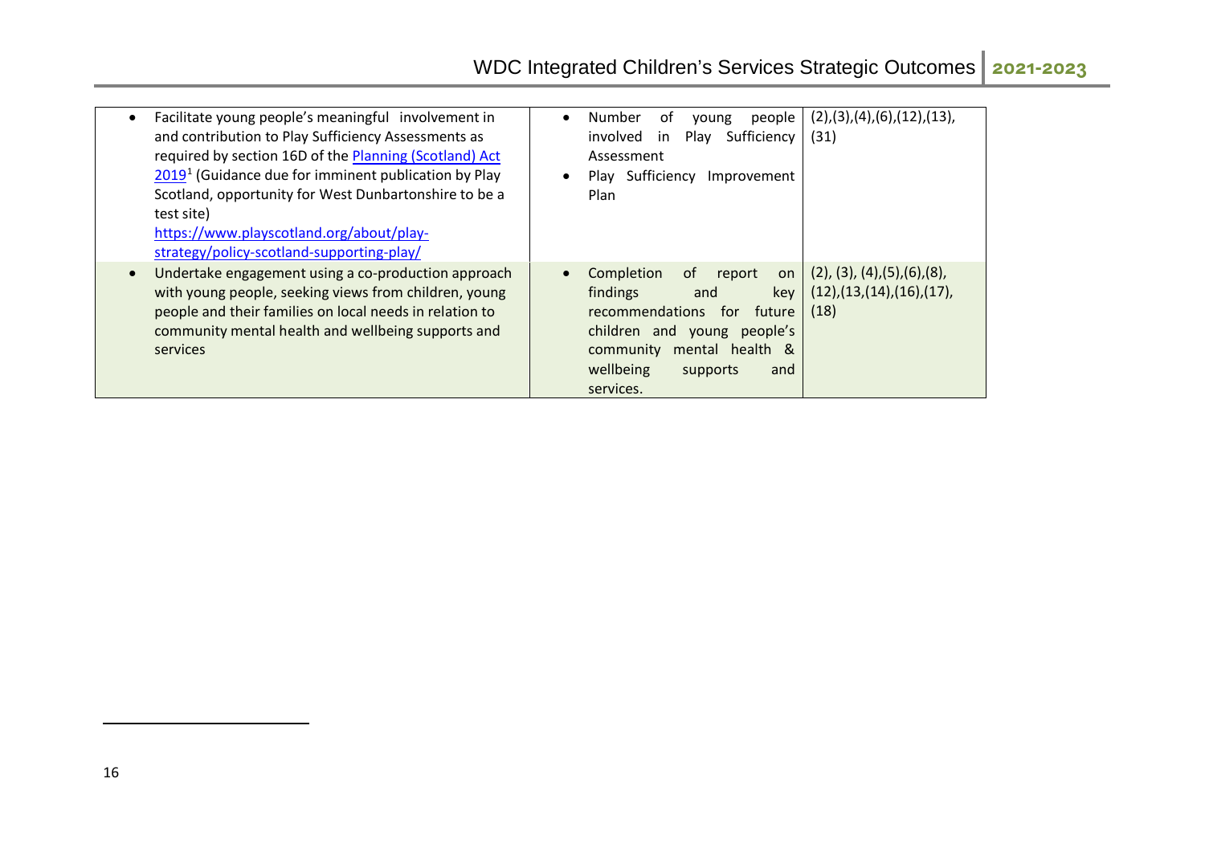| | | |
|---|---|---|
| • Facilitate young people's meaningful involvement in and contribution to Play Sufficiency Assessments as required by section 16D of the [Planning (Scotland) Act 2019](https://www.playscotland.org/about/play-strategy/policy-scotland-supporting-play/)[1] (Guidance due for imminent publication by Play Scotland, opportunity for West Dunbartonshire to be a test site) https://www.playscotland.org/about/play-strategy/policy-scotland-supporting-play/ | • Number of young people involved in Play Sufficiency Assessment<br>• Play Sufficiency Improvement Plan | (2),(3),(4),(6),(12),(13),(31) |
| • Undertake engagement using a co-production approach with young people, seeking views from children, young people and their families on local needs in relation to community mental health and wellbeing supports and services | • Completion of report on findings and key recommendations for future children and young people's community mental health & wellbeing supports and services. | (2), (3), (4),(5),(6),(8),(12),(13,(14),(16),(17),(18) |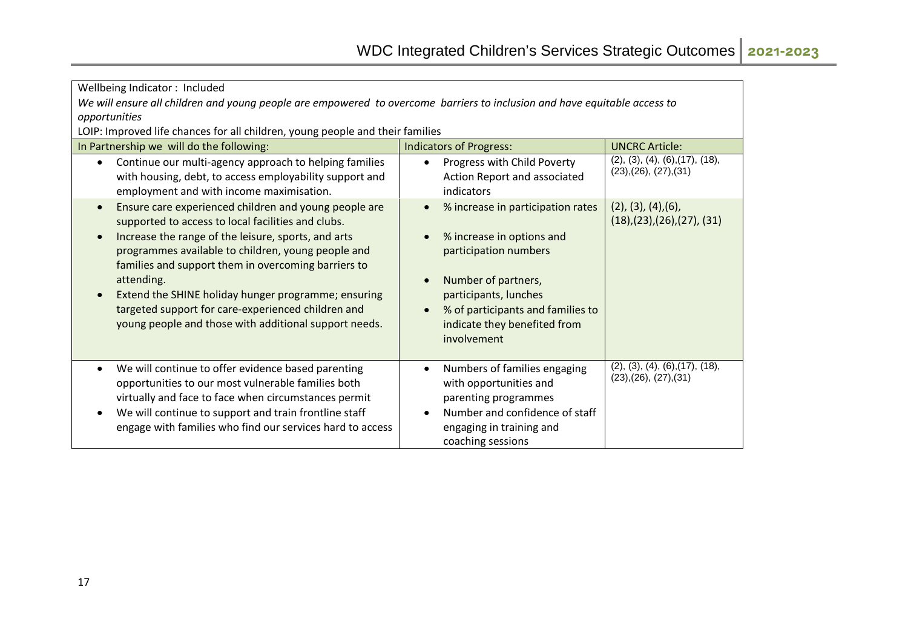Wellbeing Indicator : Included

*We will ensure all children and young people are empowered to overcome barriers to inclusion and have equitable access to opportunities*

LOIP: Improved life chances for all children, young people and their families

| In Partnership we will do the following: | Indicators of Progress: | UNCRC Article: |
|---|---|---|
| • Continue our multi-agency approach to helping families with housing, debt, to access employability support and employment and with income maximisation. | • Progress with Child Poverty Action Report and associated indicators | (2), (3), (4), (6),(17), (18), (23),(26), (27),(31) |
| • Ensure care experienced children and young people are supported to access to local facilities and clubs.<br>• Increase the range of the leisure, sports, and arts programmes available to children, young people and families and support them in overcoming barriers to attending.<br>• Extend the SHINE holiday hunger programme; ensuring targeted support for care-experienced children and young people and those with additional support needs. | • % increase in participation rates<br>• % increase in options and participation numbers<br>• Number of partners, participants, lunches<br>• % of participants and families to indicate they benefited from involvement | (2), (3), (4),(6), (18),(23),(26),(27), (31) |
| • We will continue to offer evidence based parenting opportunities to our most vulnerable families both virtually and face to face when circumstances permit<br>• We will continue to support and train frontline staff engage with families who find our services hard to access | • Numbers of families engaging with opportunities and parenting programmes<br>• Number and confidence of staff engaging in training and coaching sessions | (2), (3), (4), (6),(17), (18), (23),(26), (27),(31) |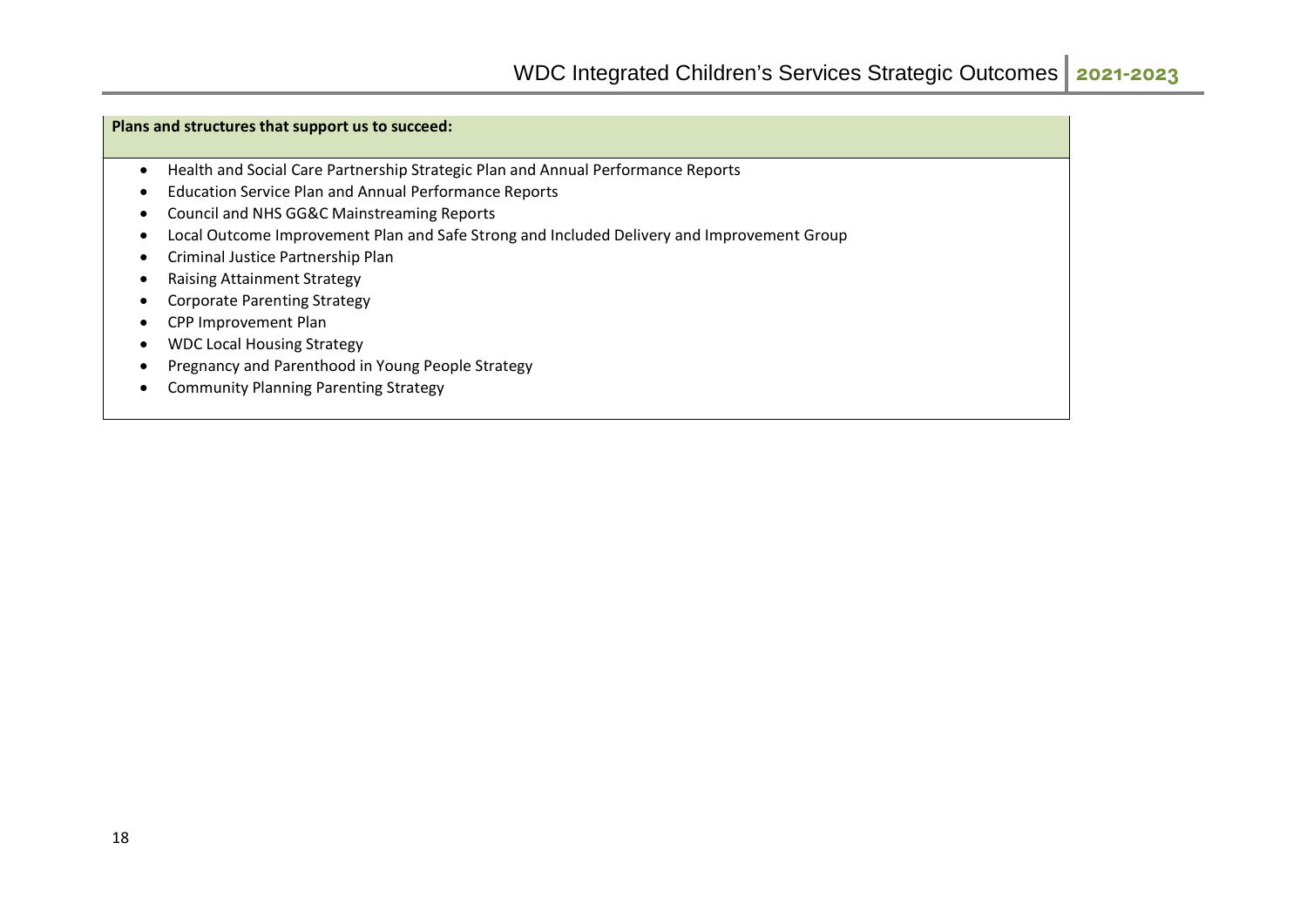**Plans and structures that support us to succeed:**

- Health and Social Care Partnership Strategic Plan and Annual Performance Reports
- Education Service Plan and Annual Performance Reports
- Council and NHS GG&C Mainstreaming Reports
- Local Outcome Improvement Plan and Safe Strong and Included Delivery and Improvement Group
- Criminal Justice Partnership Plan
- Raising Attainment Strategy
- Corporate Parenting Strategy
- CPP Improvement Plan
- WDC Local Housing Strategy
- Pregnancy and Parenthood in Young People Strategy
- Community Planning Parenting Strategy